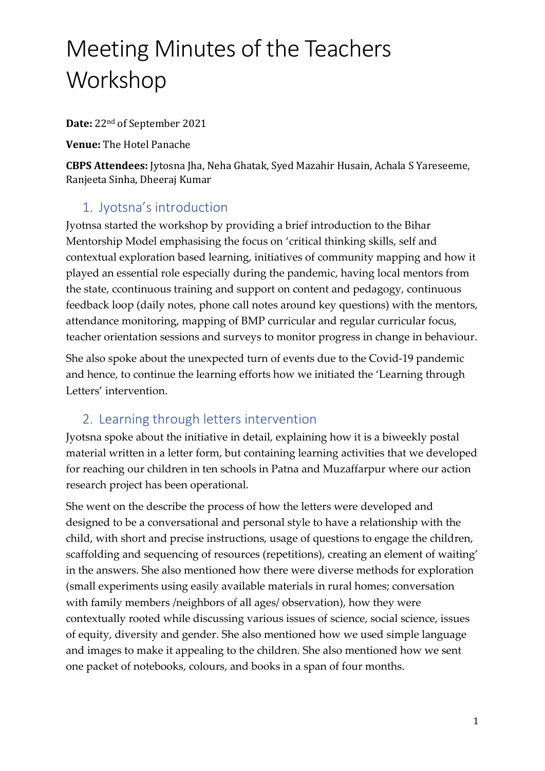# Meeting Minutes of the Teachers Workshop

**Date:** 22nd of September 2021

**Venue:** The Hotel Panache

**CBPS Attendees:** Jytosna Jha, Neha Ghatak, Syed Mazahir Husain, Achala S Yareseeme, Ranjeeta Sinha, Dheeraj Kumar

## 1. Jyotsna's introduction

Jyotnsa started the workshop by providing a brief introduction to the Bihar Mentorship Model emphasising the focus on 'critical thinking skills, self and contextual exploration based learning, initiatives of community mapping and how it played an essential role especially during the pandemic, having local mentors from the state, ccontinuous training and support on content and pedagogy, continuous feedback loop (daily notes, phone call notes around key questions) with the mentors, attendance monitoring, mapping of BMP curricular and regular curricular focus, teacher orientation sessions and surveys to monitor progress in change in behaviour.

She also spoke about the unexpected turn of events due to the Covid-19 pandemic and hence, to continue the learning efforts how we initiated the 'Learning through Letters' intervention.

## 2. Learning through letters intervention

Jyotsna spoke about the initiative in detail, explaining how it is a biweekly postal material written in a letter form, but containing learning activities that we developed for reaching our children in ten schools in Patna and Muzaffarpur where our action research project has been operational.

She went on the describe the process of how the letters were developed and designed to be a conversational and personal style to have a relationship with the child, with short and precise instructions, usage of questions to engage the children, scaffolding and sequencing of resources (repetitions), creating an element of waiting' in the answers. She also mentioned how there were diverse methods for exploration (small experiments using easily available materials in rural homes; conversation with family members /neighbors of all ages/ observation), how they were contextually rooted while discussing various issues of science, social science, issues of equity, diversity and gender. She also mentioned how we used simple language and images to make it appealing to the children. She also mentioned how we sent one packet of notebooks, colours, and books in a span of four months.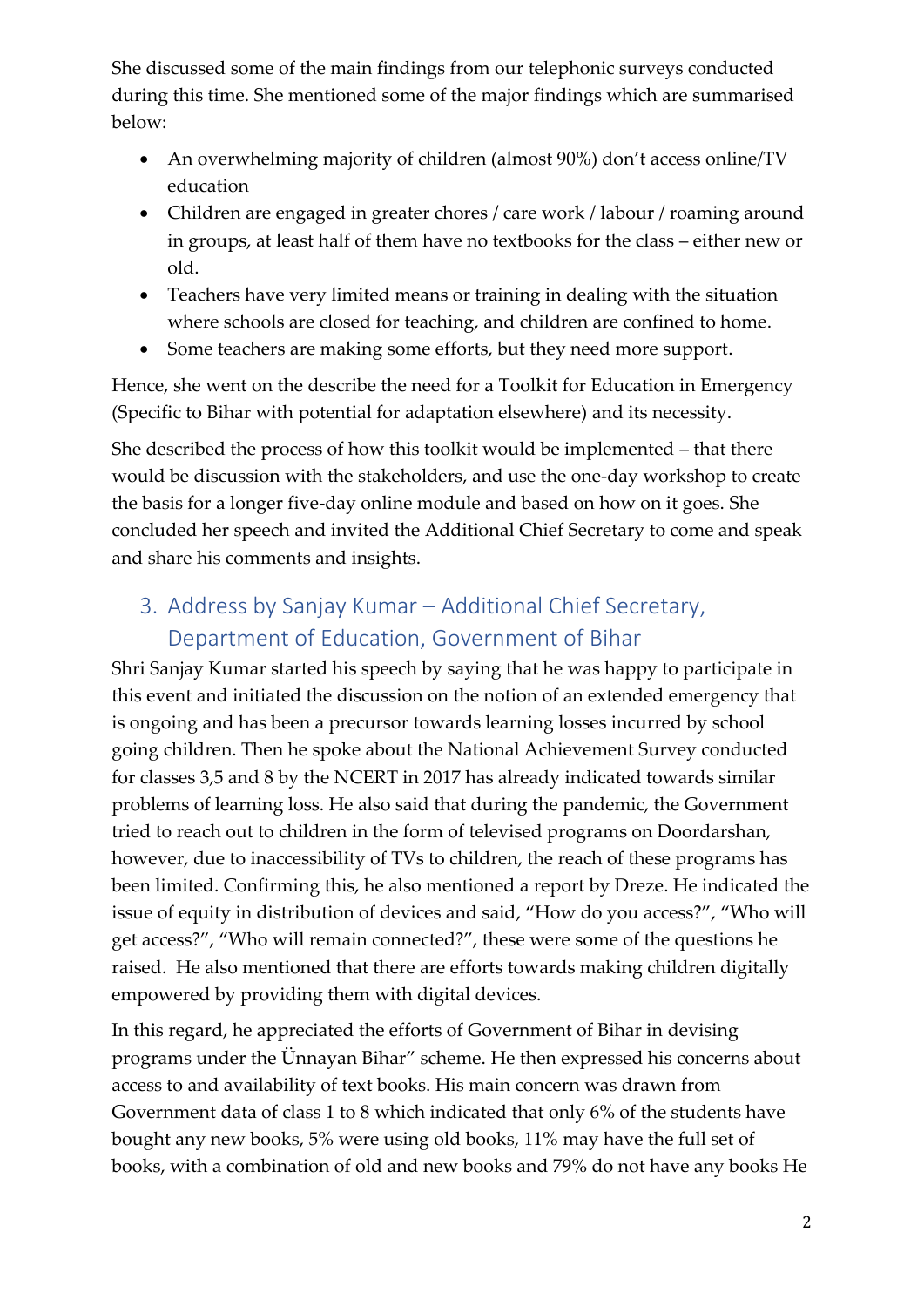She discussed some of the main findings from our telephonic surveys conducted during this time. She mentioned some of the major findings which are summarised below:

- An overwhelming majority of children (almost 90%) don't access online/TV education
- Children are engaged in greater chores / care work / labour / roaming around in groups, at least half of them have no textbooks for the class – either new or old.
- Teachers have very limited means or training in dealing with the situation where schools are closed for teaching, and children are confined to home.
- Some teachers are making some efforts, but they need more support.

Hence, she went on the describe the need for a Toolkit for Education in Emergency (Specific to Bihar with potential for adaptation elsewhere) and its necessity.

She described the process of how this toolkit would be implemented – that there would be discussion with the stakeholders, and use the one-day workshop to create the basis for a longer five-day online module and based on how on it goes. She concluded her speech and invited the Additional Chief Secretary to come and speak and share his comments and insights.

## 3. Address by Sanjay Kumar – Additional Chief Secretary, Department of Education, Government of Bihar

Shri Sanjay Kumar started his speech by saying that he was happy to participate in this event and initiated the discussion on the notion of an extended emergency that is ongoing and has been a precursor towards learning losses incurred by school going children. Then he spoke about the National Achievement Survey conducted for classes 3,5 and 8 by the NCERT in 2017 has already indicated towards similar problems of learning loss. He also said that during the pandemic, the Government tried to reach out to children in the form of televised programs on Doordarshan, however, due to inaccessibility of TVs to children, the reach of these programs has been limited. Confirming this, he also mentioned a report by Dreze. He indicated the issue of equity in distribution of devices and said, "How do you access?", "Who will get access?", "Who will remain connected?", these were some of the questions he raised. He also mentioned that there are efforts towards making children digitally empowered by providing them with digital devices.

In this regard, he appreciated the efforts of Government of Bihar in devising programs under the Ünnayan Bihar" scheme. He then expressed his concerns about access to and availability of text books. His main concern was drawn from Government data of class 1 to 8 which indicated that only 6% of the students have bought any new books, 5% were using old books, 11% may have the full set of books, with a combination of old and new books and 79% do not have any books He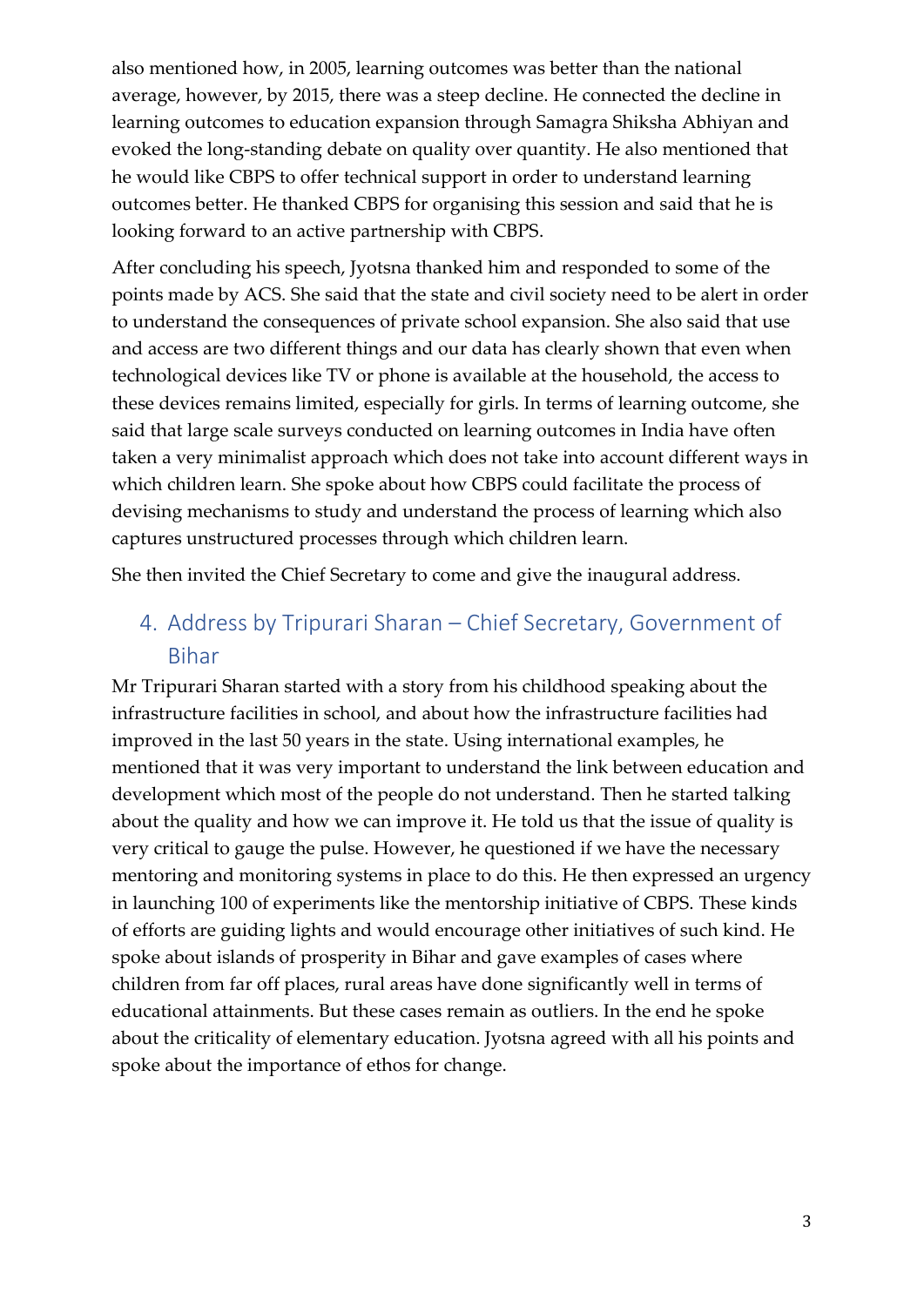also mentioned how, in 2005, learning outcomes was better than the national average, however, by 2015, there was a steep decline. He connected the decline in learning outcomes to education expansion through Samagra Shiksha Abhiyan and evoked the long-standing debate on quality over quantity. He also mentioned that he would like CBPS to offer technical support in order to understand learning outcomes better. He thanked CBPS for organising this session and said that he is looking forward to an active partnership with CBPS.

After concluding his speech, Jyotsna thanked him and responded to some of the points made by ACS. She said that the state and civil society need to be alert in order to understand the consequences of private school expansion. She also said that use and access are two different things and our data has clearly shown that even when technological devices like TV or phone is available at the household, the access to these devices remains limited, especially for girls. In terms of learning outcome, she said that large scale surveys conducted on learning outcomes in India have often taken a very minimalist approach which does not take into account different ways in which children learn. She spoke about how CBPS could facilitate the process of devising mechanisms to study and understand the process of learning which also captures unstructured processes through which children learn.

She then invited the Chief Secretary to come and give the inaugural address.

## 4. Address by Tripurari Sharan – Chief Secretary, Government of Bihar

Mr Tripurari Sharan started with a story from his childhood speaking about the infrastructure facilities in school, and about how the infrastructure facilities had improved in the last 50 years in the state. Using international examples, he mentioned that it was very important to understand the link between education and development which most of the people do not understand. Then he started talking about the quality and how we can improve it. He told us that the issue of quality is very critical to gauge the pulse. However, he questioned if we have the necessary mentoring and monitoring systems in place to do this. He then expressed an urgency in launching 100 of experiments like the mentorship initiative of CBPS. These kinds of efforts are guiding lights and would encourage other initiatives of such kind. He spoke about islands of prosperity in Bihar and gave examples of cases where children from far off places, rural areas have done significantly well in terms of educational attainments. But these cases remain as outliers. In the end he spoke about the criticality of elementary education. Jyotsna agreed with all his points and spoke about the importance of ethos for change.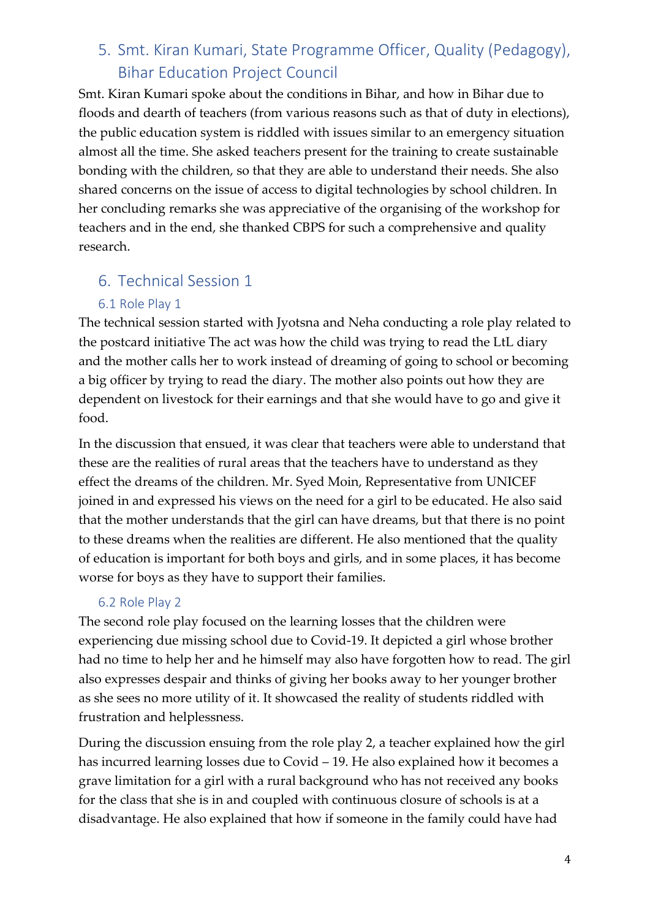## 5. Smt. Kiran Kumari, State Programme Officer, Quality (Pedagogy), Bihar Education Project Council

Smt. Kiran Kumari spoke about the conditions in Bihar, and how in Bihar due to floods and dearth of teachers (from various reasons such as that of duty in elections), the public education system is riddled with issues similar to an emergency situation almost all the time. She asked teachers present for the training to create sustainable bonding with the children, so that they are able to understand their needs. She also shared concerns on the issue of access to digital technologies by school children. In her concluding remarks she was appreciative of the organising of the workshop for teachers and in the end, she thanked CBPS for such a comprehensive and quality research.

## 6. Technical Session 1

### 6.1 Role Play 1

The technical session started with Jyotsna and Neha conducting a role play related to the postcard initiative The act was how the child was trying to read the LtL diary and the mother calls her to work instead of dreaming of going to school or becoming a big officer by trying to read the diary. The mother also points out how they are dependent on livestock for their earnings and that she would have to go and give it food.

In the discussion that ensued, it was clear that teachers were able to understand that these are the realities of rural areas that the teachers have to understand as they effect the dreams of the children. Mr. Syed Moin, Representative from UNICEF joined in and expressed his views on the need for a girl to be educated. He also said that the mother understands that the girl can have dreams, but that there is no point to these dreams when the realities are different. He also mentioned that the quality of education is important for both boys and girls, and in some places, it has become worse for boys as they have to support their families.

### 6.2 Role Play 2

The second role play focused on the learning losses that the children were experiencing due missing school due to Covid-19. It depicted a girl whose brother had no time to help her and he himself may also have forgotten how to read. The girl also expresses despair and thinks of giving her books away to her younger brother as she sees no more utility of it. It showcased the reality of students riddled with frustration and helplessness.

During the discussion ensuing from the role play 2, a teacher explained how the girl has incurred learning losses due to Covid – 19. He also explained how it becomes a grave limitation for a girl with a rural background who has not received any books for the class that she is in and coupled with continuous closure of schools is at a disadvantage. He also explained that how if someone in the family could have had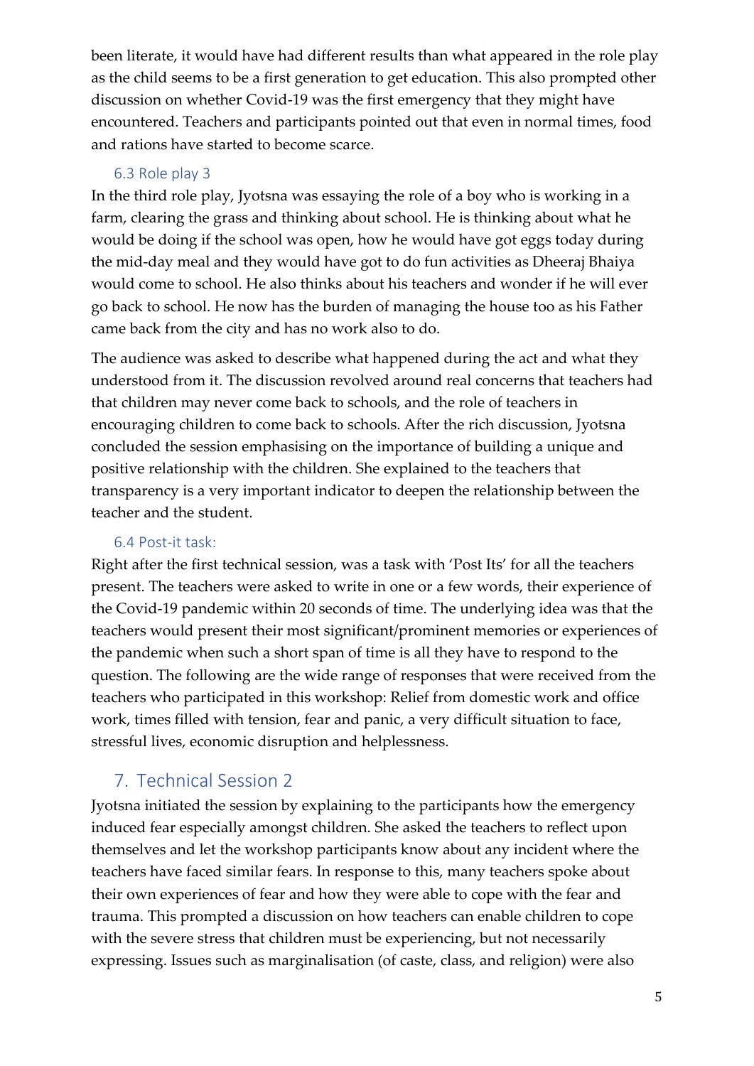been literate, it would have had different results than what appeared in the role play as the child seems to be a first generation to get education. This also prompted other discussion on whether Covid-19 was the first emergency that they might have encountered. Teachers and participants pointed out that even in normal times, food and rations have started to become scarce.

### 6.3 Role play 3

In the third role play, Jyotsna was essaying the role of a boy who is working in a farm, clearing the grass and thinking about school. He is thinking about what he would be doing if the school was open, how he would have got eggs today during the mid-day meal and they would have got to do fun activities as Dheeraj Bhaiya would come to school. He also thinks about his teachers and wonder if he will ever go back to school. He now has the burden of managing the house too as his Father came back from the city and has no work also to do.

The audience was asked to describe what happened during the act and what they understood from it. The discussion revolved around real concerns that teachers had that children may never come back to schools, and the role of teachers in encouraging children to come back to schools. After the rich discussion, Jyotsna concluded the session emphasising on the importance of building a unique and positive relationship with the children. She explained to the teachers that transparency is a very important indicator to deepen the relationship between the teacher and the student.

### 6.4 Post-it task:

Right after the first technical session, was a task with 'Post Its' for all the teachers present. The teachers were asked to write in one or a few words, their experience of the Covid-19 pandemic within 20 seconds of time. The underlying idea was that the teachers would present their most significant/prominent memories or experiences of the pandemic when such a short span of time is all they have to respond to the question. The following are the wide range of responses that were received from the teachers who participated in this workshop: Relief from domestic work and office work, times filled with tension, fear and panic, a very difficult situation to face, stressful lives, economic disruption and helplessness.

## 7. Technical Session 2

Jyotsna initiated the session by explaining to the participants how the emergency induced fear especially amongst children. She asked the teachers to reflect upon themselves and let the workshop participants know about any incident where the teachers have faced similar fears. In response to this, many teachers spoke about their own experiences of fear and how they were able to cope with the fear and trauma. This prompted a discussion on how teachers can enable children to cope with the severe stress that children must be experiencing, but not necessarily expressing. Issues such as marginalisation (of caste, class, and religion) were also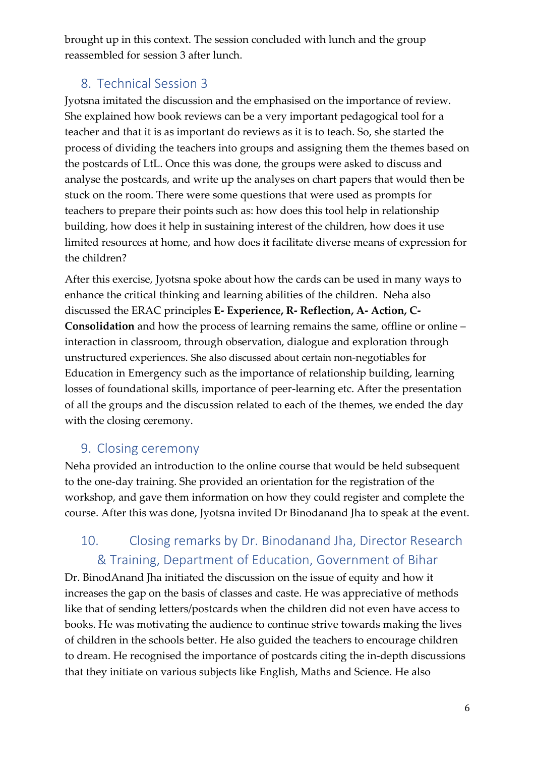brought up in this context. The session concluded with lunch and the group reassembled for session 3 after lunch.

## 8. Technical Session 3

Jyotsna imitated the discussion and the emphasised on the importance of review. She explained how book reviews can be a very important pedagogical tool for a teacher and that it is as important do reviews as it is to teach. So, she started the process of dividing the teachers into groups and assigning them the themes based on the postcards of LtL. Once this was done, the groups were asked to discuss and analyse the postcards, and write up the analyses on chart papers that would then be stuck on the room. There were some questions that were used as prompts for teachers to prepare their points such as: how does this tool help in relationship building, how does it help in sustaining interest of the children, how does it use limited resources at home, and how does it facilitate diverse means of expression for the children?

After this exercise, Jyotsna spoke about how the cards can be used in many ways to enhance the critical thinking and learning abilities of the children. Neha also discussed the ERAC principles **E- Experience, R- Reflection, A- Action, C- Consolidation** and how the process of learning remains the same, offline or online – interaction in classroom, through observation, dialogue and exploration through unstructured experiences. She also discussed about certain non-negotiables for Education in Emergency such as the importance of relationship building, learning losses of foundational skills, importance of peer-learning etc. After the presentation of all the groups and the discussion related to each of the themes, we ended the day with the closing ceremony.

## 9. Closing ceremony

Neha provided an introduction to the online course that would be held subsequent to the one-day training. She provided an orientation for the registration of the workshop, and gave them information on how they could register and complete the course. After this was done, Jyotsna invited Dr Binodanand Jha to speak at the event.

## 10. Closing remarks by Dr. Binodanand Jha, Director Research & Training, Department of Education, Government of Bihar

Dr. BinodAnand Jha initiated the discussion on the issue of equity and how it increases the gap on the basis of classes and caste. He was appreciative of methods like that of sending letters/postcards when the children did not even have access to books. He was motivating the audience to continue strive towards making the lives of children in the schools better. He also guided the teachers to encourage children to dream. He recognised the importance of postcards citing the in-depth discussions that they initiate on various subjects like English, Maths and Science. He also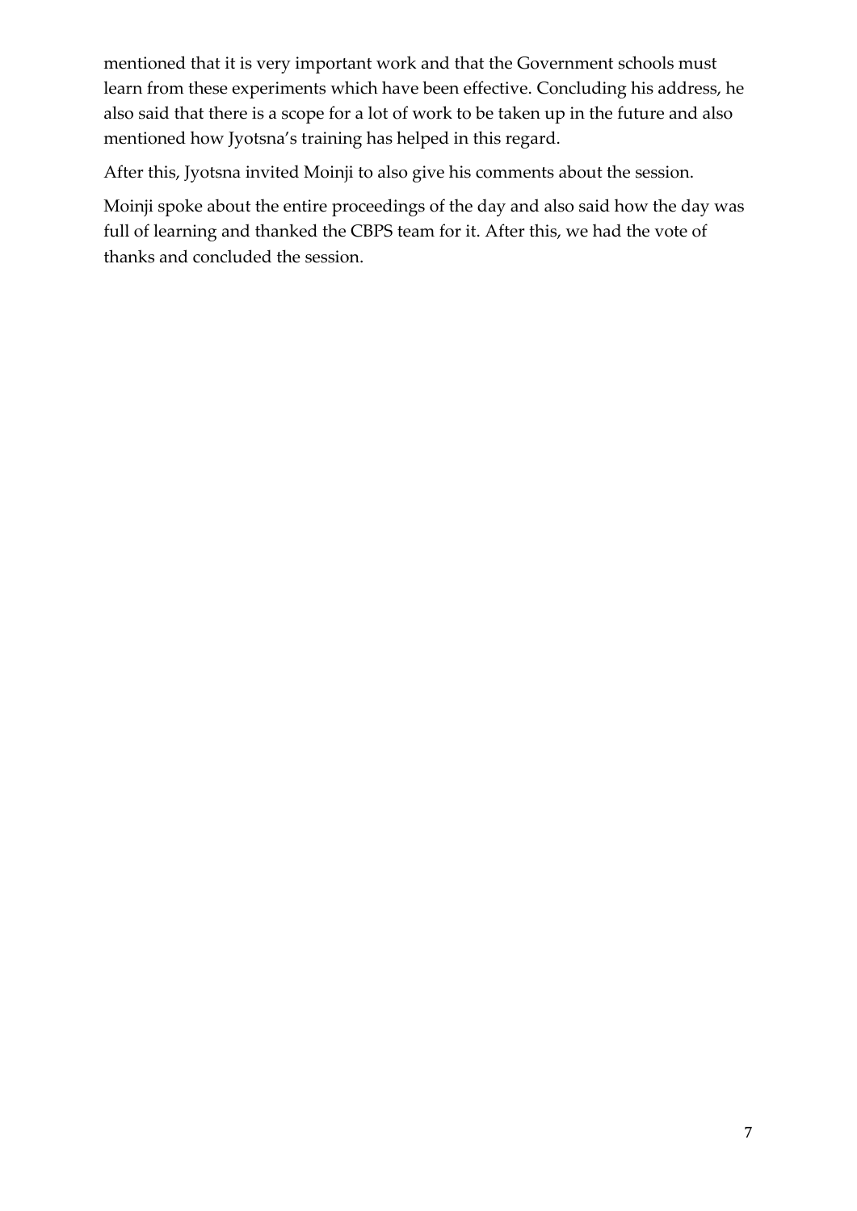mentioned that it is very important work and that the Government schools must learn from these experiments which have been effective. Concluding his address, he also said that there is a scope for a lot of work to be taken up in the future and also mentioned how Jyotsna's training has helped in this regard.

After this, Jyotsna invited Moinji to also give his comments about the session.

Moinji spoke about the entire proceedings of the day and also said how the day was full of learning and thanked the CBPS team for it. After this, we had the vote of thanks and concluded the session.